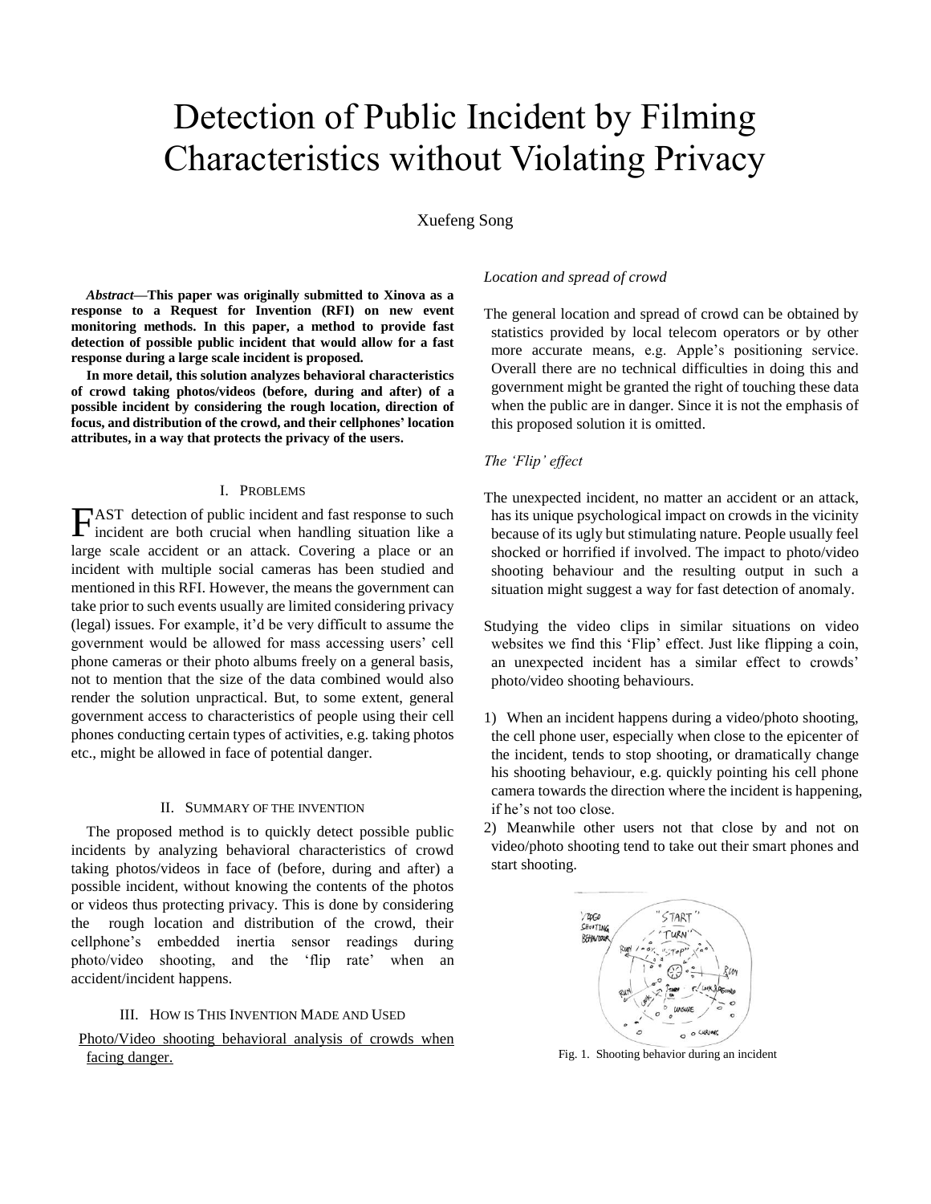# Detection of Public Incident by Filming Characteristics without Violating Privacy

Xuefeng Song

***Abstract*—This paper was originally submitted to Xinova as a response to a Request for Invention (RFI) on new event monitoring methods. In this paper, a method to provide fast detection of possible public incident that would allow for a fast response during a large scale incident is proposed.**

**In more detail, this solution analyzes behavioral characteristics of crowd taking photos/videos (before, during and after) of a possible incident by considering the rough location, direction of focus, and distribution of the crowd, and their cellphones' location attributes, in a way that protects the privacy of the users.**

## I. Problems

Fast detection of public incident and fast response to such incident are both crucial when handling situation like a large scale accident or an attack. Covering a place or an incident with multiple social cameras has been studied and mentioned in this RFI. However, the means the government can take prior to such events usually are limited considering privacy (legal) issues. For example, it'd be very difficult to assume the government would be allowed for mass accessing users' cell phone cameras or their photo albums freely on a general basis, not to mention that the size of the data combined would also render the solution unpractical. But, to some extent, general government access to characteristics of people using their cell phones conducting certain types of activities, e.g. taking photos etc., might be allowed in face of potential danger.

## II. Summary of the Invention

The proposed method is to quickly detect possible public incidents by analyzing behavioral characteristics of crowd taking photos/videos in face of (before, during and after) a possible incident, without knowing the contents of the photos or videos thus protecting privacy. This is done by considering the rough location and distribution of the crowd, their cellphone's embedded inertia sensor readings during photo/video shooting, and the 'flip rate' when an accident/incident happens.

## III. How is This Invention Made and Used

<u>Photo/Video shooting behavioral analysis of crowds when facing danger.</u>

*Location and spread of crowd*

The general location and spread of crowd can be obtained by statistics provided by local telecom operators or by other more accurate means, e.g. Apple's positioning service. Overall there are no technical difficulties in doing this and government might be granted the right of touching these data when the public are in danger. Since it is not the emphasis of this proposed solution it is omitted.

*The 'Flip' effect*

The unexpected incident, no matter an accident or an attack, has its unique psychological impact on crowds in the vicinity because of its ugly but stimulating nature. People usually feel shocked or horrified if involved. The impact to photo/video shooting behaviour and the resulting output in such a situation might suggest a way for fast detection of anomaly.

Studying the video clips in similar situations on video websites we find this 'Flip' effect. Just like flipping a coin, an unexpected incident has a similar effect to crowds' photo/video shooting behaviours.

1) When an incident happens during a video/photo shooting, the cell phone user, especially when close to the epicenter of the incident, tends to stop shooting, or dramatically change his shooting behaviour, e.g. quickly pointing his cell phone camera towards the direction where the incident is happening, if he's not too close.
2) Meanwhile other users not that close by and not on video/photo shooting tend to take out their smart phones and start shooting.

Fig. 1. Shooting behavior during an incident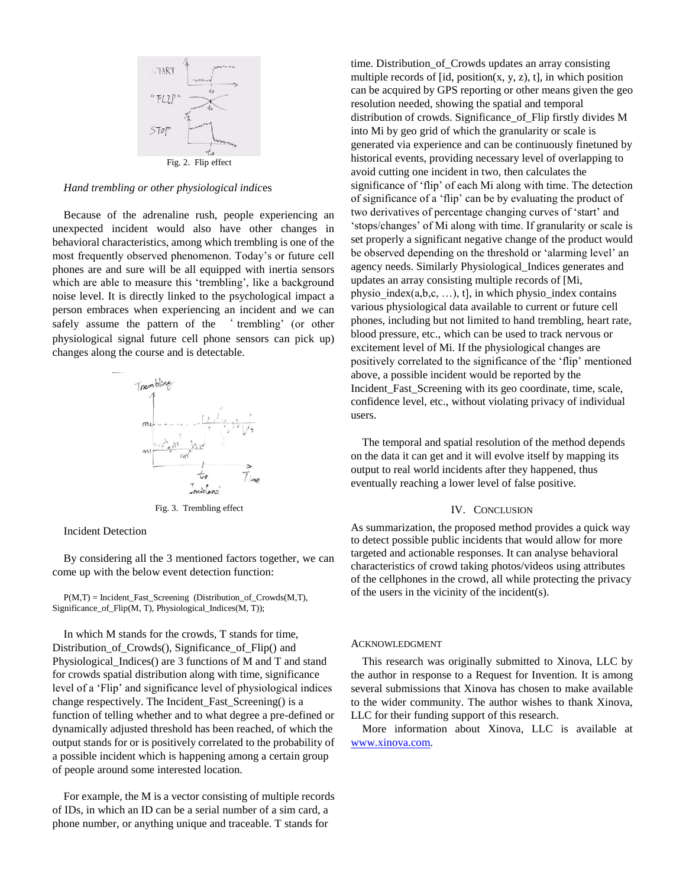START

"FLIP"

STOP

$t_0$

Fig. 2. Flip effect

*Hand trembling or other physiological indices*

Because of the adrenaline rush, people experiencing an unexpected incident would also have other changes in behavioral characteristics, among which trembling is one of the most frequently observed phenomenon. Today's or future cell phones are and sure will be all equipped with inertia sensors which are able to measure this 'trembling', like a background noise level. It is directly linked to the psychological impact a person embraces when experiencing an incident and we can safely assume the pattern of the 'trembling' (or other physiological signal future cell phone sensors can pick up) changes along the course and is detectable.

Trembling

m2

m1

$t_0$

Time

Incident

Fig. 3. Trembling effect

Incident Detection

By considering all the 3 mentioned factors together, we can come up with the below event detection function:

P(M,T) = Incident_Fast_Screening (Distribution_of_Crowds(M,T), Significance_of_Flip(M, T), Physiological_Indices(M, T));

In which M stands for the crowds, T stands for time, Distribution_of_Crowds(), Significance_of_Flip() and Physiological_Indices() are 3 functions of M and T and stand for crowds spatial distribution along with time, significance level of a 'Flip' and significance level of physiological indices change respectively. The Incident_Fast_Screening() is a function of telling whether and to what degree a pre-defined or dynamically adjusted threshold has been reached, of which the output stands for or is positively correlated to the probability of a possible incident which is happening among a certain group of people around some interested location.

For example, the M is a vector consisting of multiple records of IDs, in which an ID can be a serial number of a sim card, a phone number, or anything unique and traceable. T stands for time. Distribution_of_Crowds updates an array consisting multiple records of [id, position(x, y, z), t], in which position can be acquired by GPS reporting or other means given the geo resolution needed, showing the spatial and temporal distribution of crowds. Significance_of_Flip firstly divides M into Mi by geo grid of which the granularity or scale is generated via experience and can be continuously finetuned by historical events, providing necessary level of overlapping to avoid cutting one incident in two, then calculates the significance of 'flip' of each Mi along with time. The detection of significance of a 'flip' can be by evaluating the product of two derivatives of percentage changing curves of 'start' and 'stops/changes' of Mi along with time. If granularity or scale is set properly a significant negative change of the product would be observed depending on the threshold or 'alarming level' an agency needs. Similarly Physiological_Indices generates and updates an array consisting multiple records of [Mi, physio_index(a,b,c, …), t], in which physio_index contains various physiological data available to current or future cell phones, including but not limited to hand trembling, heart rate, blood pressure, etc., which can be used to track nervous or excitement level of Mi. If the physiological changes are positively correlated to the significance of the 'flip' mentioned above, a possible incident would be reported by the Incident_Fast_Screening with its geo coordinate, time, scale, confidence level, etc., without violating privacy of individual users.

The temporal and spatial resolution of the method depends on the data it can get and it will evolve itself by mapping its output to real world incidents after they happened, thus eventually reaching a lower level of false positive.

## IV. Conclusion

As summarization, the proposed method provides a quick way to detect possible public incidents that would allow for more targeted and actionable responses. It can analyse behavioral characteristics of crowd taking photos/videos using attributes of the cellphones in the crowd, all while protecting the privacy of the users in the vicinity of the incident(s).

## Acknowledgment

This research was originally submitted to Xinova, LLC by the author in response to a Request for Invention. It is among several submissions that Xinova has chosen to make available to the wider community. The author wishes to thank Xinova, LLC for their funding support of this research.

More information about Xinova, LLC is available at www.xinova.com.